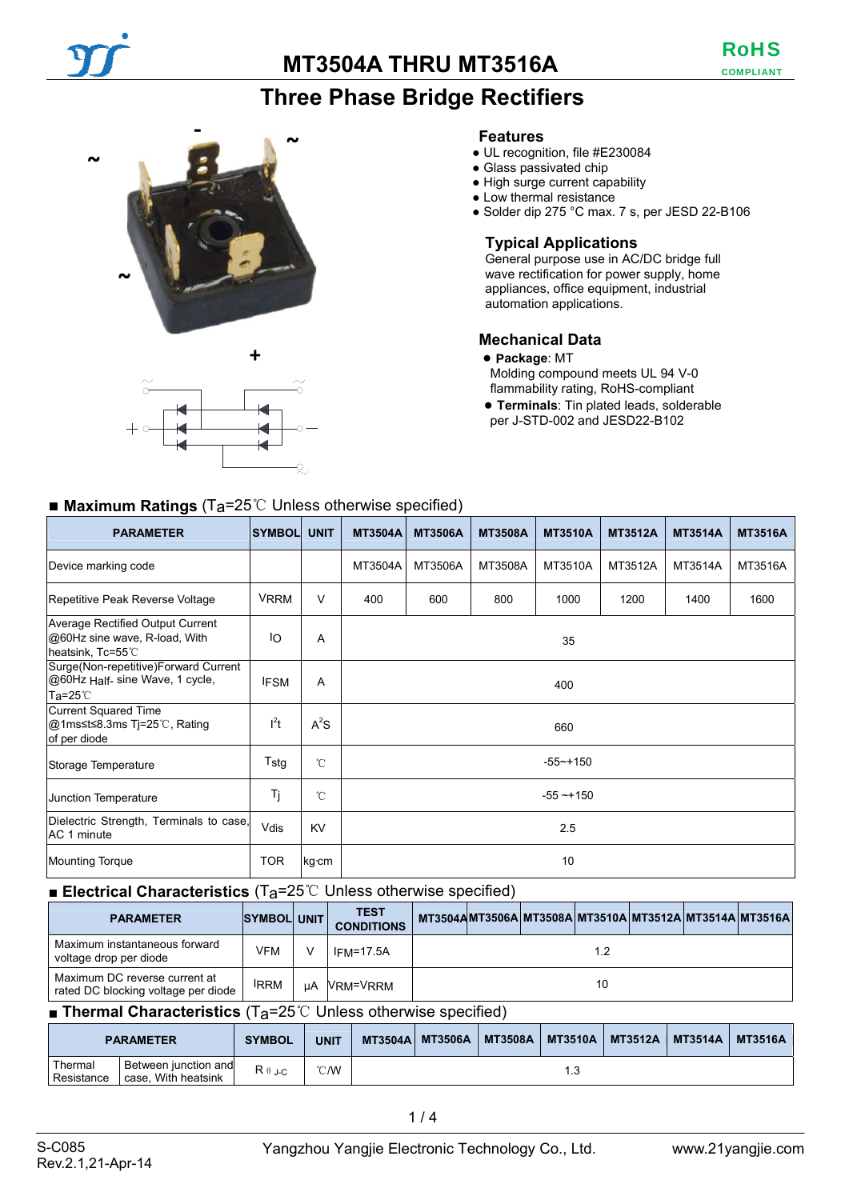# MT3504A THRU MT3516A

RoHS COMPLIANT

## Three Phase Bridge Rectifiers

### Features

- UL recognition, file #E230084
- Glass passivated chip
- High surge current capability
- Low thermal resistance
- Solder dip 275 °C max. 7 s, per JESD 22-B106

### Typical Applications

General purpose use in AC/DC bridge full wave rectification for power supply, home appliances, office equipment, industrial automation applications.

### Mechanical Data

- **Package**: MT
  Molding compound meets UL 94 V-0 flammability rating, RoHS-compliant
- **Terminals**: Tin plated leads, solderable per J-STD-002 and JESD22-B102

### ■ Maximum Ratings ($T_a$=25℃ Unless otherwise specified)

| PARAMETER | SYMBOL | UNIT | MT3504A | MT3506A | MT3508A | MT3510A | MT3512A | MT3514A | MT3516A |
|---|---|---|---|---|---|---|---|---|---|
| Device marking code | | | MT3504A | MT3506A | MT3508A | MT3510A | MT3512A | MT3514A | MT3516A |
| Repetitive Peak Reverse Voltage | $V_{RRM}$ | V | 400 | 600 | 800 | 1000 | 1200 | 1400 | 1600 |
| Average Rectified Output Current @60Hz sine wave, R-load, With heatsink, Tc=55℃ | $I_O$ | A | 35 | | | | | | |
| Surge(Non-repetitive)Forward Current @60Hz Half- sine Wave, 1 cycle, Ta=25℃ | $I_{FSM}$ | A | 400 | | | | | | |
| Current Squared Time @1ms≤t≤8.3ms Tj=25℃, Rating of per diode | $I^2t$ | $A^2S$ | 660 | | | | | | |
| Storage Temperature | $T_{stg}$ | ℃ | -55~+150 | | | | | | |
| Junction Temperature | $T_j$ | ℃ | -55 ~+150 | | | | | | |
| Dielectric Strength, Terminals to case, AC 1 minute | Vdis | KV | 2.5 | | | | | | |
| Mounting Torque | TOR | kg·cm | 10 | | | | | | |

### ■ Electrical Characteristics ($T_a$=25℃ Unless otherwise specified)

| PARAMETER | SYMBOL | UNIT | TEST CONDITIONS | MT3504A | MT3506A | MT3508A | MT3510A | MT3512A | MT3514A | MT3516A |
|---|---|---|---|---|---|---|---|---|---|---|
| Maximum instantaneous forward voltage drop per diode | $V_{FM}$ | V | $I_{FM}$=17.5A | 1.2 | | | | | | |
| Maximum DC reverse current at rated DC blocking voltage per diode | $I_{RRM}$ | μA | $V_{RM}$=$V_{RRM}$ | 10 | | | | | | |

### ■ Thermal Characteristics ($T_a$=25℃ Unless otherwise specified)

| PARAMETER | | SYMBOL | UNIT | MT3504A | MT3506A | MT3508A | MT3510A | MT3512A | MT3514A | MT3516A |
|---|---|---|---|---|---|---|---|---|---|---|
| Thermal Resistance | Between junction and case, With heatsink | $R_{\theta J\text{-}C}$ | ℃/W | 1.3 | | | | | | |

S-C085
Rev.2.1,21-Apr-14

Yangzhou Yangjie Electronic Technology Co., Ltd.

www.21yangjie.com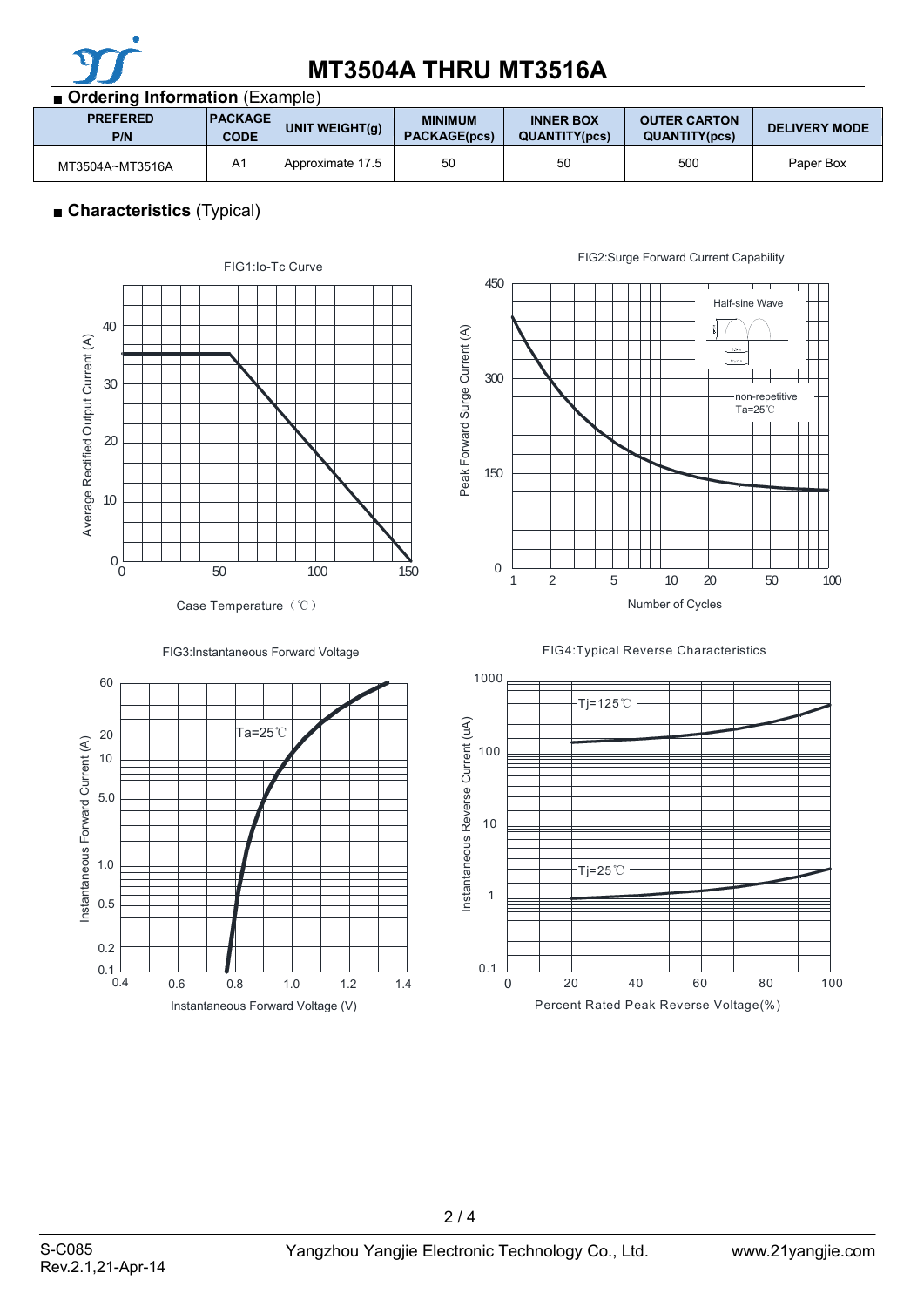# MT3504A THRU MT3516A

## ■ Ordering Information (Example)

| PREFERED P/N | PACKAGE CODE | UNIT WEIGHT(g) | MINIMUM PACKAGE(pcs) | INNER BOX QUANTITY(pcs) | OUTER CARTON QUANTITY(pcs) | DELIVERY MODE |
|---|---|---|---|---|---|---|
| MT3504A~MT3516A | A1 | Approximate 17.5 | 50 | 50 | 500 | Paper Box |

## ■ Characteristics (Typical)

FIG1:Io-Tc Curve

FIG2:Surge Forward Current Capability

FIG3:Instantaneous Forward Voltage

FIG4:Typical Reverse Characteristics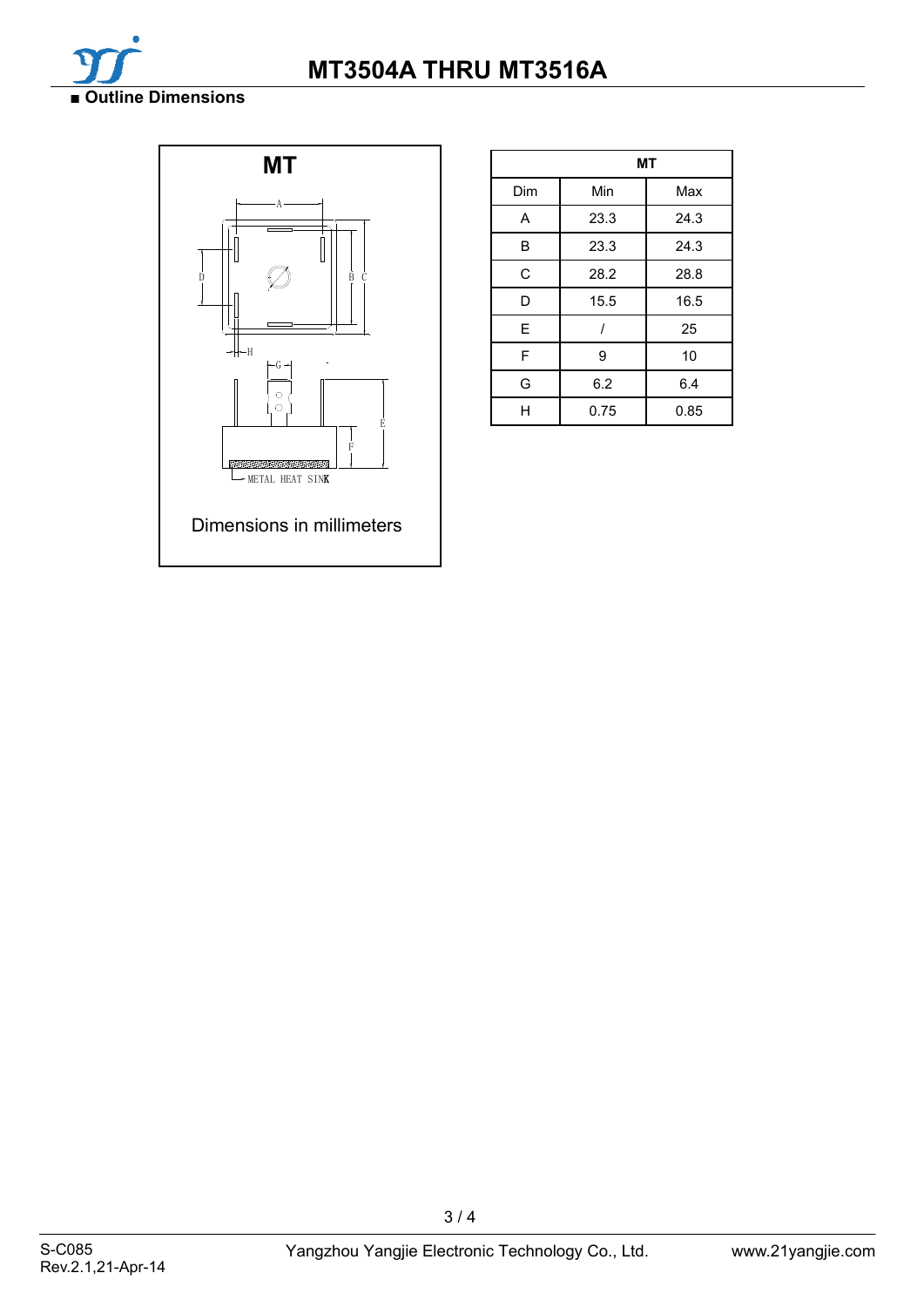## ■ Outline Dimensions

**MT**

Dimensions in millimeters

| MT | | |
|---|---|---|
| Dim | Min | Max |
| A | 23.3 | 24.3 |
| B | 23.3 | 24.3 |
| C | 28.2 | 28.8 |
| D | 15.5 | 16.5 |
| E | / | 25 |
| F | 9 | 10 |
| G | 6.2 | 6.4 |
| H | 0.75 | 0.85 |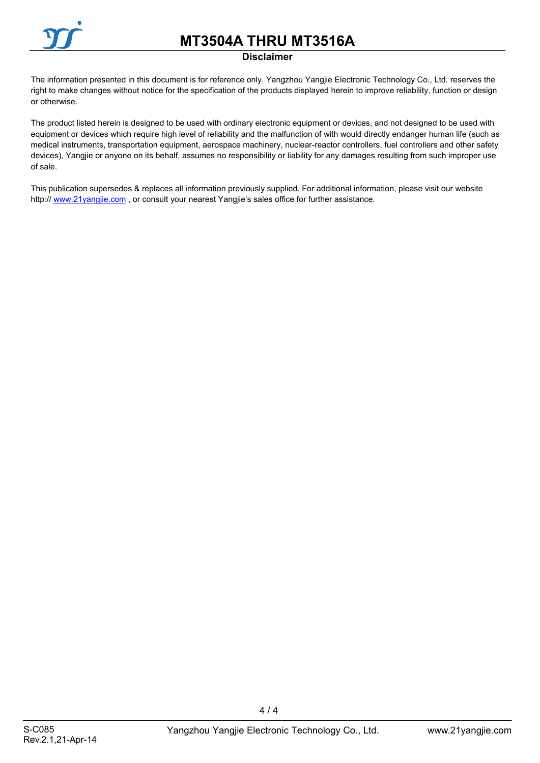## Disclaimer

The information presented in this document is for reference only. Yangzhou Yangjie Electronic Technology Co., Ltd. reserves the right to make changes without notice for the specification of the products displayed herein to improve reliability, function or design or otherwise.

The product listed herein is designed to be used with ordinary electronic equipment or devices, and not designed to be used with equipment or devices which require high level of reliability and the malfunction of with would directly endanger human life (such as medical instruments, transportation equipment, aerospace machinery, nuclear-reactor controllers, fuel controllers and other safety devices), Yangjie or anyone on its behalf, assumes no responsibility or liability for any damages resulting from such improper use of sale.

This publication supersedes & replaces all information previously supplied. For additional information, please visit our website http:// www.21yangjie.com , or consult your nearest Yangjie's sales office for further assistance.